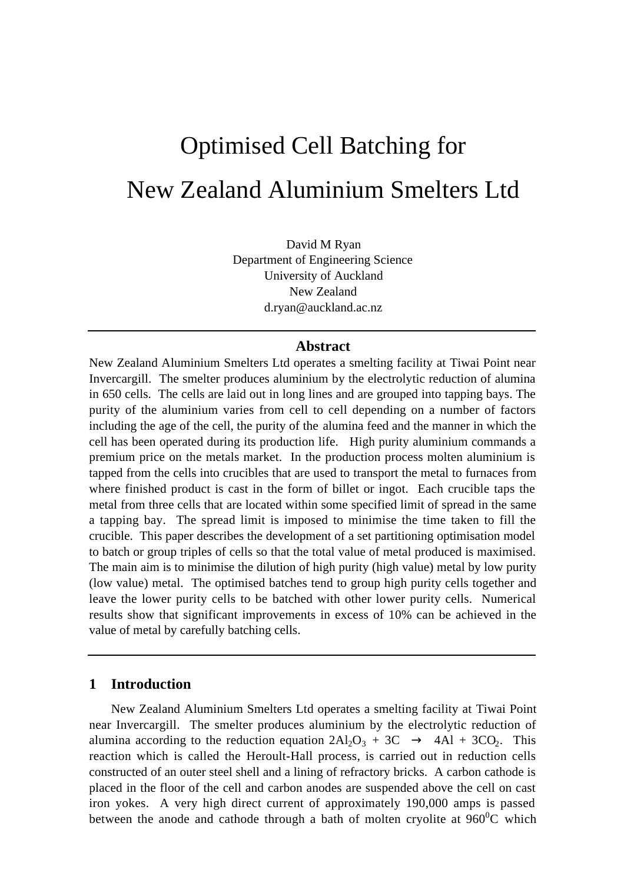# Optimised Cell Batching for New Zealand Aluminium Smelters Ltd

David M Ryan
Department of Engineering Science
University of Auckland
New Zealand
d.ryan@auckland.ac.nz

## Abstract

New Zealand Aluminium Smelters Ltd operates a smelting facility at Tiwai Point near Invercargill. The smelter produces aluminium by the electrolytic reduction of alumina in 650 cells. The cells are laid out in long lines and are grouped into tapping bays. The purity of the aluminium varies from cell to cell depending on a number of factors including the age of the cell, the purity of the alumina feed and the manner in which the cell has been operated during its production life. High purity aluminium commands a premium price on the metals market. In the production process molten aluminium is tapped from the cells into crucibles that are used to transport the metal to furnaces from where finished product is cast in the form of billet or ingot. Each crucible taps the metal from three cells that are located within some specified limit of spread in the same a tapping bay. The spread limit is imposed to minimise the time taken to fill the crucible. This paper describes the development of a set partitioning optimisation model to batch or group triples of cells so that the total value of metal produced is maximised. The main aim is to minimise the dilution of high purity (high value) metal by low purity (low value) metal. The optimised batches tend to group high purity cells together and leave the lower purity cells to be batched with other lower purity cells. Numerical results show that significant improvements in excess of 10% can be achieved in the value of metal by carefully batching cells.

## 1 Introduction

New Zealand Aluminium Smelters Ltd operates a smelting facility at Tiwai Point near Invercargill. The smelter produces aluminium by the electrolytic reduction of alumina according to the reduction equation $2Al_2O_3 + 3C \rightarrow 4Al + 3CO_2$. This reaction which is called the Heroult-Hall process, is carried out in reduction cells constructed of an outer steel shell and a lining of refractory bricks. A carbon cathode is placed in the floor of the cell and carbon anodes are suspended above the cell on cast iron yokes. A very high direct current of approximately 190,000 amps is passed between the anode and cathode through a bath of molten cryolite at $960^0$C which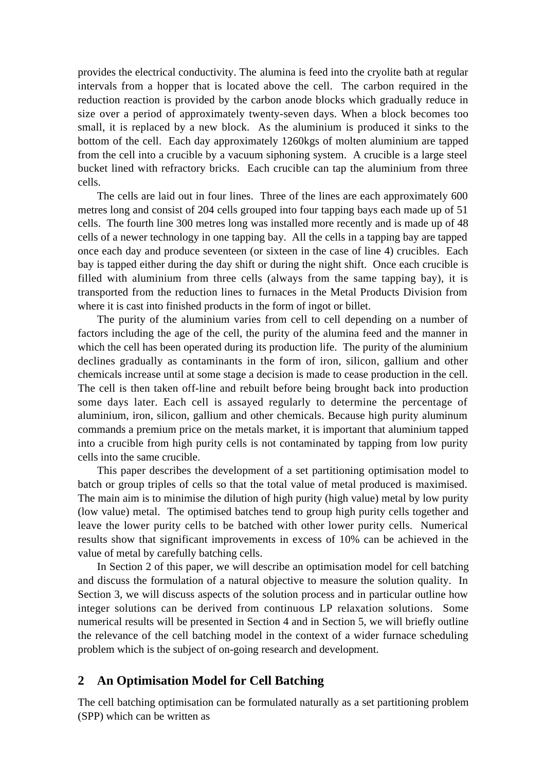provides the electrical conductivity. The alumina is feed into the cryolite bath at regular intervals from a hopper that is located above the cell. The carbon required in the reduction reaction is provided by the carbon anode blocks which gradually reduce in size over a period of approximately twenty-seven days. When a block becomes too small, it is replaced by a new block. As the aluminium is produced it sinks to the bottom of the cell. Each day approximately 1260kgs of molten aluminium are tapped from the cell into a crucible by a vacuum siphoning system. A crucible is a large steel bucket lined with refractory bricks. Each crucible can tap the aluminium from three cells.

The cells are laid out in four lines. Three of the lines are each approximately 600 metres long and consist of 204 cells grouped into four tapping bays each made up of 51 cells. The fourth line 300 metres long was installed more recently and is made up of 48 cells of a newer technology in one tapping bay. All the cells in a tapping bay are tapped once each day and produce seventeen (or sixteen in the case of line 4) crucibles. Each bay is tapped either during the day shift or during the night shift. Once each crucible is filled with aluminium from three cells (always from the same tapping bay), it is transported from the reduction lines to furnaces in the Metal Products Division from where it is cast into finished products in the form of ingot or billet.

The purity of the aluminium varies from cell to cell depending on a number of factors including the age of the cell, the purity of the alumina feed and the manner in which the cell has been operated during its production life. The purity of the aluminium declines gradually as contaminants in the form of iron, silicon, gallium and other chemicals increase until at some stage a decision is made to cease production in the cell. The cell is then taken off-line and rebuilt before being brought back into production some days later. Each cell is assayed regularly to determine the percentage of aluminium, iron, silicon, gallium and other chemicals. Because high purity aluminum commands a premium price on the metals market, it is important that aluminium tapped into a crucible from high purity cells is not contaminated by tapping from low purity cells into the same crucible.

This paper describes the development of a set partitioning optimisation model to batch or group triples of cells so that the total value of metal produced is maximised. The main aim is to minimise the dilution of high purity (high value) metal by low purity (low value) metal. The optimised batches tend to group high purity cells together and leave the lower purity cells to be batched with other lower purity cells. Numerical results show that significant improvements in excess of 10% can be achieved in the value of metal by carefully batching cells.

In Section 2 of this paper, we will describe an optimisation model for cell batching and discuss the formulation of a natural objective to measure the solution quality. In Section 3, we will discuss aspects of the solution process and in particular outline how integer solutions can be derived from continuous LP relaxation solutions. Some numerical results will be presented in Section 4 and in Section 5, we will briefly outline the relevance of the cell batching model in the context of a wider furnace scheduling problem which is the subject of on-going research and development.

## 2 An Optimisation Model for Cell Batching

The cell batching optimisation can be formulated naturally as a set partitioning problem (SPP) which can be written as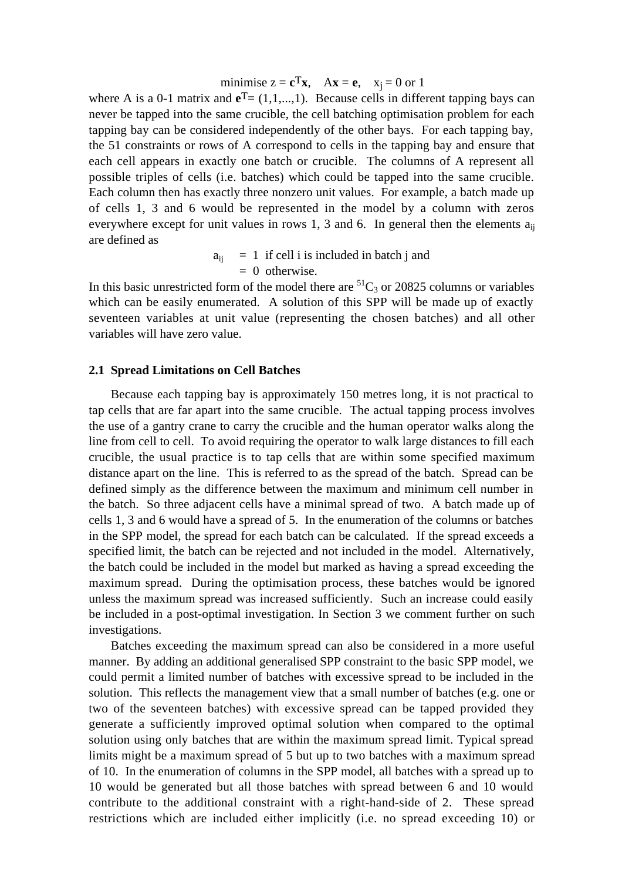$$\text{minimise } z = \mathbf{c}^T\mathbf{x}, \quad A\mathbf{x} = \mathbf{e}, \quad x_j = 0 \text{ or } 1$$

where A is a 0-1 matrix and $\mathbf{e}^T = (1,1,...,1)$. Because cells in different tapping bays can never be tapped into the same crucible, the cell batching optimisation problem for each tapping bay can be considered independently of the other bays. For each tapping bay, the 51 constraints or rows of A correspond to cells in the tapping bay and ensure that each cell appears in exactly one batch or crucible. The columns of A represent all possible triples of cells (i.e. batches) which could be tapped into the same crucible. Each column then has exactly three nonzero unit values. For example, a batch made up of cells 1, 3 and 6 would be represented in the model by a column with zeros everywhere except for unit values in rows 1, 3 and 6. In general then the elements $a_{ij}$ are defined as

$$a_{ij} \;\; = \;\; 1 \;\; \text{if cell i is included in batch j and}$$
$$\;\; = \;\; 0 \;\; \text{otherwise.}$$

In this basic unrestricted form of the model there are ${}^{51}C_3$ or 20825 columns or variables which can be easily enumerated. A solution of this SPP will be made up of exactly seventeen variables at unit value (representing the chosen batches) and all other variables will have zero value.

### 2.1 Spread Limitations on Cell Batches

Because each tapping bay is approximately 150 metres long, it is not practical to tap cells that are far apart into the same crucible. The actual tapping process involves the use of a gantry crane to carry the crucible and the human operator walks along the line from cell to cell. To avoid requiring the operator to walk large distances to fill each crucible, the usual practice is to tap cells that are within some specified maximum distance apart on the line. This is referred to as the spread of the batch. Spread can be defined simply as the difference between the maximum and minimum cell number in the batch. So three adjacent cells have a minimal spread of two. A batch made up of cells 1, 3 and 6 would have a spread of 5. In the enumeration of the columns or batches in the SPP model, the spread for each batch can be calculated. If the spread exceeds a specified limit, the batch can be rejected and not included in the model. Alternatively, the batch could be included in the model but marked as having a spread exceeding the maximum spread. During the optimisation process, these batches would be ignored unless the maximum spread was increased sufficiently. Such an increase could easily be included in a post-optimal investigation. In Section 3 we comment further on such investigations.

Batches exceeding the maximum spread can also be considered in a more useful manner. By adding an additional generalised SPP constraint to the basic SPP model, we could permit a limited number of batches with excessive spread to be included in the solution. This reflects the management view that a small number of batches (e.g. one or two of the seventeen batches) with excessive spread can be tapped provided they generate a sufficiently improved optimal solution when compared to the optimal solution using only batches that are within the maximum spread limit. Typical spread limits might be a maximum spread of 5 but up to two batches with a maximum spread of 10. In the enumeration of columns in the SPP model, all batches with a spread up to 10 would be generated but all those batches with spread between 6 and 10 would contribute to the additional constraint with a right-hand-side of 2. These spread restrictions which are included either implicitly (i.e. no spread exceeding 10) or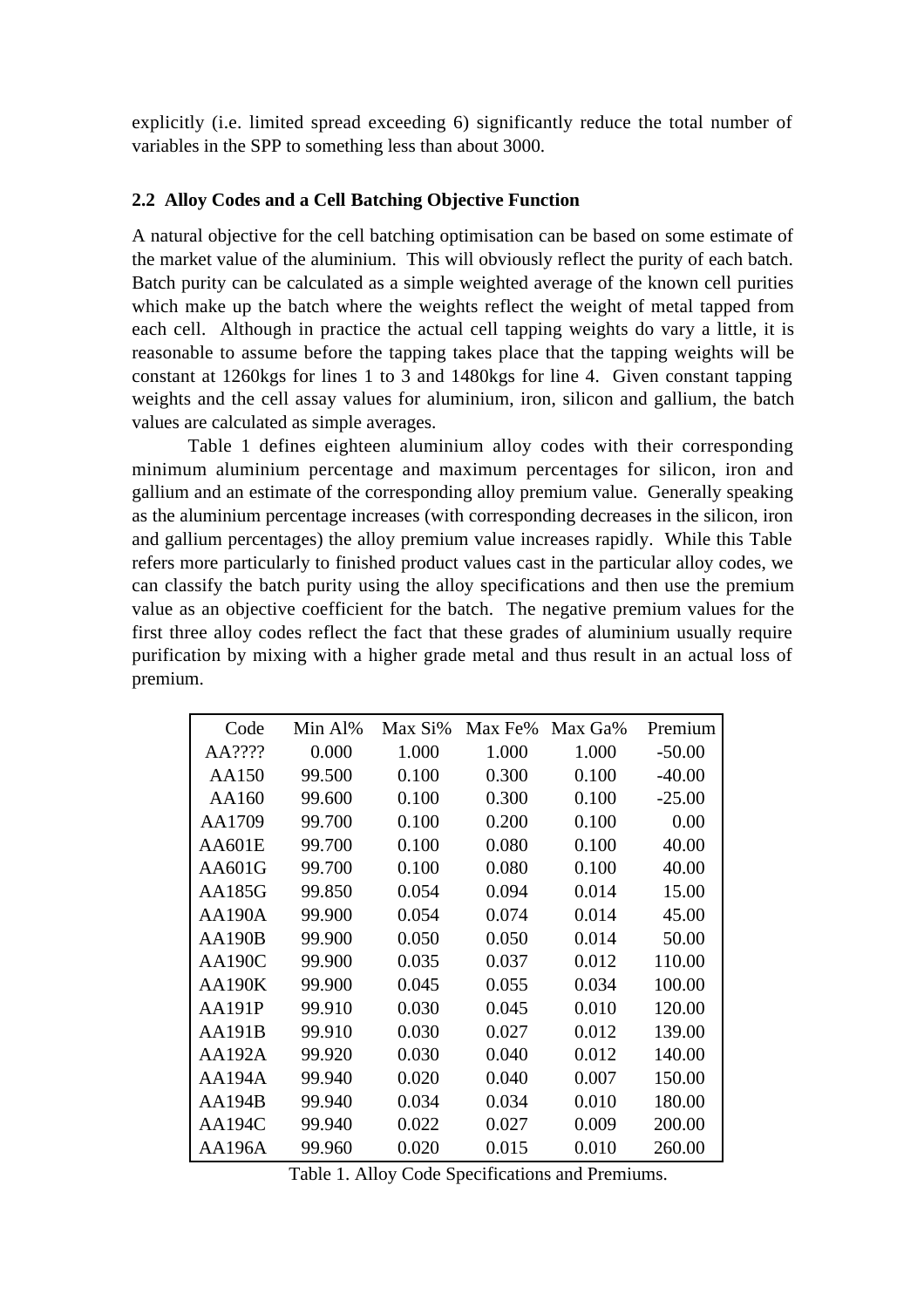explicitly (i.e. limited spread exceeding 6) significantly reduce the total number of variables in the SPP to something less than about 3000.

### 2.2 Alloy Codes and a Cell Batching Objective Function

A natural objective for the cell batching optimisation can be based on some estimate of the market value of the aluminium. This will obviously reflect the purity of each batch. Batch purity can be calculated as a simple weighted average of the known cell purities which make up the batch where the weights reflect the weight of metal tapped from each cell. Although in practice the actual cell tapping weights do vary a little, it is reasonable to assume before the tapping takes place that the tapping weights will be constant at 1260kgs for lines 1 to 3 and 1480kgs for line 4. Given constant tapping weights and the cell assay values for aluminium, iron, silicon and gallium, the batch values are calculated as simple averages.

Table 1 defines eighteen aluminium alloy codes with their corresponding minimum aluminium percentage and maximum percentages for silicon, iron and gallium and an estimate of the corresponding alloy premium value. Generally speaking as the aluminium percentage increases (with corresponding decreases in the silicon, iron and gallium percentages) the alloy premium value increases rapidly. While this Table refers more particularly to finished product values cast in the particular alloy codes, we can classify the batch purity using the alloy specifications and then use the premium value as an objective coefficient for the batch. The negative premium values for the first three alloy codes reflect the fact that these grades of aluminium usually require purification by mixing with a higher grade metal and thus result in an actual loss of premium.

| Code | Min Al% | Max Si% | Max Fe% | Max Ga% | Premium |
|---|---|---|---|---|---|
| AA???? | 0.000 | 1.000 | 1.000 | 1.000 | -50.00 |
| AA150 | 99.500 | 0.100 | 0.300 | 0.100 | -40.00 |
| AA160 | 99.600 | 0.100 | 0.300 | 0.100 | -25.00 |
| AA1709 | 99.700 | 0.100 | 0.200 | 0.100 | 0.00 |
| AA601E | 99.700 | 0.100 | 0.080 | 0.100 | 40.00 |
| AA601G | 99.700 | 0.100 | 0.080 | 0.100 | 40.00 |
| AA185G | 99.850 | 0.054 | 0.094 | 0.014 | 15.00 |
| AA190A | 99.900 | 0.054 | 0.074 | 0.014 | 45.00 |
| AA190B | 99.900 | 0.050 | 0.050 | 0.014 | 50.00 |
| AA190C | 99.900 | 0.035 | 0.037 | 0.012 | 110.00 |
| AA190K | 99.900 | 0.045 | 0.055 | 0.034 | 100.00 |
| AA191P | 99.910 | 0.030 | 0.045 | 0.010 | 120.00 |
| AA191B | 99.910 | 0.030 | 0.027 | 0.012 | 139.00 |
| AA192A | 99.920 | 0.030 | 0.040 | 0.012 | 140.00 |
| AA194A | 99.940 | 0.020 | 0.040 | 0.007 | 150.00 |
| AA194B | 99.940 | 0.034 | 0.034 | 0.010 | 180.00 |
| AA194C | 99.940 | 0.022 | 0.027 | 0.009 | 200.00 |
| AA196A | 99.960 | 0.020 | 0.015 | 0.010 | 260.00 |

Table 1. Alloy Code Specifications and Premiums.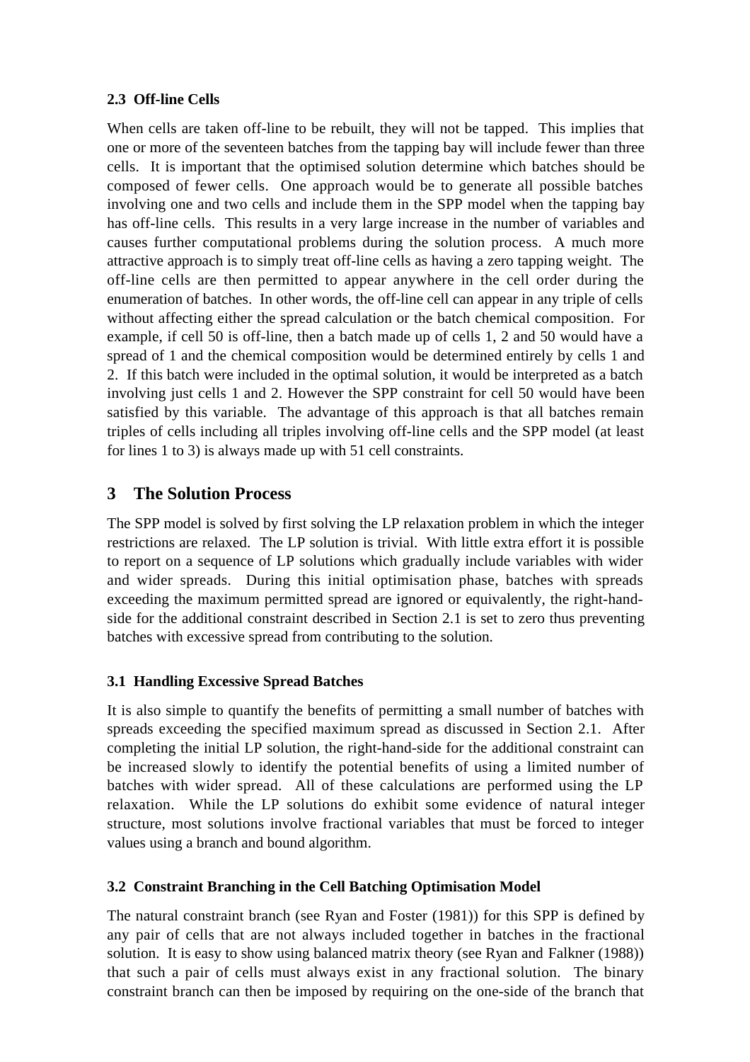### 2.3 Off-line Cells

When cells are taken off-line to be rebuilt, they will not be tapped. This implies that one or more of the seventeen batches from the tapping bay will include fewer than three cells. It is important that the optimised solution determine which batches should be composed of fewer cells. One approach would be to generate all possible batches involving one and two cells and include them in the SPP model when the tapping bay has off-line cells. This results in a very large increase in the number of variables and causes further computational problems during the solution process. A much more attractive approach is to simply treat off-line cells as having a zero tapping weight. The off-line cells are then permitted to appear anywhere in the cell order during the enumeration of batches. In other words, the off-line cell can appear in any triple of cells without affecting either the spread calculation or the batch chemical composition. For example, if cell 50 is off-line, then a batch made up of cells 1, 2 and 50 would have a spread of 1 and the chemical composition would be determined entirely by cells 1 and 2. If this batch were included in the optimal solution, it would be interpreted as a batch involving just cells 1 and 2. However the SPP constraint for cell 50 would have been satisfied by this variable. The advantage of this approach is that all batches remain triples of cells including all triples involving off-line cells and the SPP model (at least for lines 1 to 3) is always made up with 51 cell constraints.

## 3 The Solution Process

The SPP model is solved by first solving the LP relaxation problem in which the integer restrictions are relaxed. The LP solution is trivial. With little extra effort it is possible to report on a sequence of LP solutions which gradually include variables with wider and wider spreads. During this initial optimisation phase, batches with spreads exceeding the maximum permitted spread are ignored or equivalently, the right-hand-side for the additional constraint described in Section 2.1 is set to zero thus preventing batches with excessive spread from contributing to the solution.

### 3.1 Handling Excessive Spread Batches

It is also simple to quantify the benefits of permitting a small number of batches with spreads exceeding the specified maximum spread as discussed in Section 2.1. After completing the initial LP solution, the right-hand-side for the additional constraint can be increased slowly to identify the potential benefits of using a limited number of batches with wider spread. All of these calculations are performed using the LP relaxation. While the LP solutions do exhibit some evidence of natural integer structure, most solutions involve fractional variables that must be forced to integer values using a branch and bound algorithm.

### 3.2 Constraint Branching in the Cell Batching Optimisation Model

The natural constraint branch (see Ryan and Foster (1981)) for this SPP is defined by any pair of cells that are not always included together in batches in the fractional solution. It is easy to show using balanced matrix theory (see Ryan and Falkner (1988)) that such a pair of cells must always exist in any fractional solution. The binary constraint branch can then be imposed by requiring on the one-side of the branch that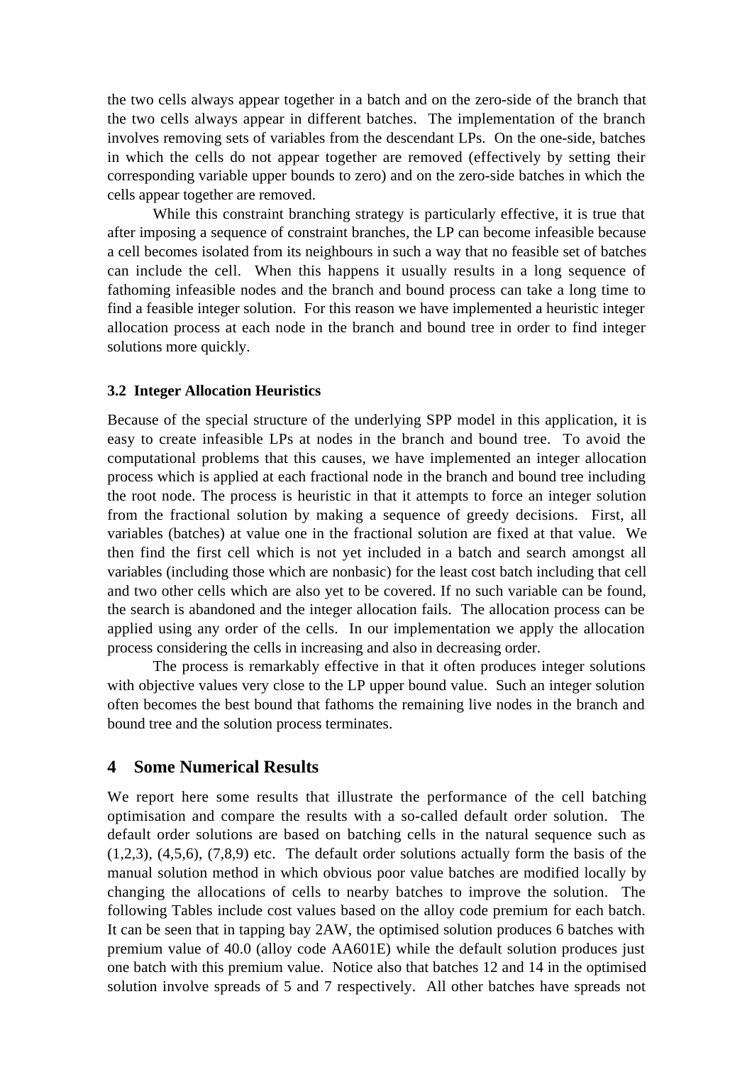the two cells always appear together in a batch and on the zero-side of the branch that the two cells always appear in different batches. The implementation of the branch involves removing sets of variables from the descendant LPs. On the one-side, batches in which the cells do not appear together are removed (effectively by setting their corresponding variable upper bounds to zero) and on the zero-side batches in which the cells appear together are removed.

While this constraint branching strategy is particularly effective, it is true that after imposing a sequence of constraint branches, the LP can become infeasible because a cell becomes isolated from its neighbours in such a way that no feasible set of batches can include the cell. When this happens it usually results in a long sequence of fathoming infeasible nodes and the branch and bound process can take a long time to find a feasible integer solution. For this reason we have implemented a heuristic integer allocation process at each node in the branch and bound tree in order to find integer solutions more quickly.

### 3.2 Integer Allocation Heuristics

Because of the special structure of the underlying SPP model in this application, it is easy to create infeasible LPs at nodes in the branch and bound tree. To avoid the computational problems that this causes, we have implemented an integer allocation process which is applied at each fractional node in the branch and bound tree including the root node. The process is heuristic in that it attempts to force an integer solution from the fractional solution by making a sequence of greedy decisions. First, all variables (batches) at value one in the fractional solution are fixed at that value. We then find the first cell which is not yet included in a batch and search amongst all variables (including those which are nonbasic) for the least cost batch including that cell and two other cells which are also yet to be covered. If no such variable can be found, the search is abandoned and the integer allocation fails. The allocation process can be applied using any order of the cells. In our implementation we apply the allocation process considering the cells in increasing and also in decreasing order.

The process is remarkably effective in that it often produces integer solutions with objective values very close to the LP upper bound value. Such an integer solution often becomes the best bound that fathoms the remaining live nodes in the branch and bound tree and the solution process terminates.

## 4 Some Numerical Results

We report here some results that illustrate the performance of the cell batching optimisation and compare the results with a so-called default order solution. The default order solutions are based on batching cells in the natural sequence such as (1,2,3), (4,5,6), (7,8,9) etc. The default order solutions actually form the basis of the manual solution method in which obvious poor value batches are modified locally by changing the allocations of cells to nearby batches to improve the solution. The following Tables include cost values based on the alloy code premium for each batch. It can be seen that in tapping bay 2AW, the optimised solution produces 6 batches with premium value of 40.0 (alloy code AA601E) while the default solution produces just one batch with this premium value. Notice also that batches 12 and 14 in the optimised solution involve spreads of 5 and 7 respectively. All other batches have spreads not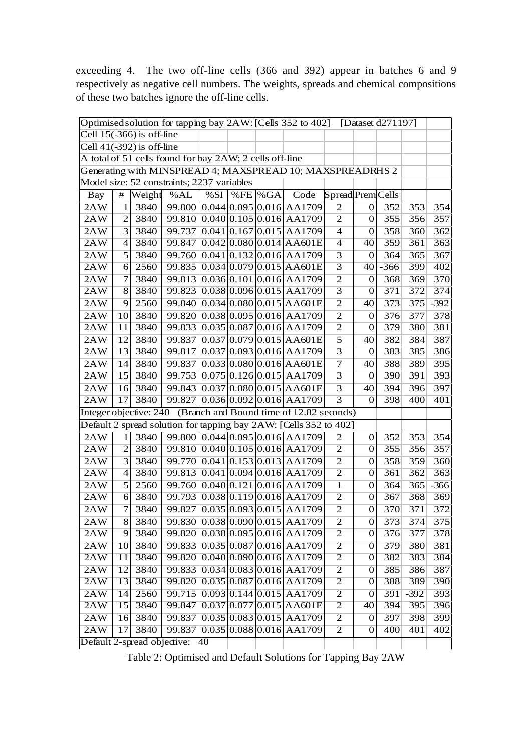exceeding 4. The two off-line cells (366 and 392) appear in batches 6 and 9 respectively as negative cell numbers. The weights, spreads and chemical compositions of these two batches ignore the off-line cells.

| Optimised solution for tapping bay 2AW: [Cells 352 to 402] [Dataset d271197] | | | | | | | | | | | | |
|---|---|---|---|---|---|---|---|---|---|---|---|---|
| Cell 15(-366) is off-line | | | | | | | | | | | | |
| Cell 41(-392) is off-line | | | | | | | | | | | | |
| A total of 51 cells found for bay 2AW; 2 cells off-line | | | | | | | | | | | | |
| Generating with MINSPREAD 4; MAXSPREAD 10; MAXSPREADRHS 2 | | | | | | | | | | | | |
| Model size: 52 constraints; 2237 variables | | | | | | | | | | | | |
| Bay | # | Weight | %AL | %SI | %FE | %GA | Code | Spread | Prem | Cells | | |
| 2AW | 1 | 3840 | 99.800 | 0.044 | 0.095 | 0.016 | AA1709 | 2 | 0 | 352 | 353 | 354 |
| 2AW | 2 | 3840 | 99.810 | 0.040 | 0.105 | 0.016 | AA1709 | 2 | 0 | 355 | 356 | 357 |
| 2AW | 3 | 3840 | 99.737 | 0.041 | 0.167 | 0.015 | AA1709 | 4 | 0 | 358 | 360 | 362 |
| 2AW | 4 | 3840 | 99.847 | 0.042 | 0.080 | 0.014 | AA601E | 4 | 40 | 359 | 361 | 363 |
| 2AW | 5 | 3840 | 99.760 | 0.041 | 0.132 | 0.016 | AA1709 | 3 | 0 | 364 | 365 | 367 |
| 2AW | 6 | 2560 | 99.835 | 0.034 | 0.079 | 0.015 | AA601E | 3 | 40 | -366 | 399 | 402 |
| 2AW | 7 | 3840 | 99.813 | 0.036 | 0.101 | 0.016 | AA1709 | 2 | 0 | 368 | 369 | 370 |
| 2AW | 8 | 3840 | 99.823 | 0.038 | 0.096 | 0.015 | AA1709 | 3 | 0 | 371 | 372 | 374 |
| 2AW | 9 | 2560 | 99.840 | 0.034 | 0.080 | 0.015 | AA601E | 2 | 40 | 373 | 375 | -392 |
| 2AW | 10 | 3840 | 99.820 | 0.038 | 0.095 | 0.016 | AA1709 | 2 | 0 | 376 | 377 | 378 |
| 2AW | 11 | 3840 | 99.833 | 0.035 | 0.087 | 0.016 | AA1709 | 2 | 0 | 379 | 380 | 381 |
| 2AW | 12 | 3840 | 99.837 | 0.037 | 0.079 | 0.015 | AA601E | 5 | 40 | 382 | 384 | 387 |
| 2AW | 13 | 3840 | 99.817 | 0.037 | 0.093 | 0.016 | AA1709 | 3 | 0 | 383 | 385 | 386 |
| 2AW | 14 | 3840 | 99.837 | 0.033 | 0.080 | 0.016 | AA601E | 7 | 40 | 388 | 389 | 395 |
| 2AW | 15 | 3840 | 99.753 | 0.075 | 0.126 | 0.015 | AA1709 | 3 | 0 | 390 | 391 | 393 |
| 2AW | 16 | 3840 | 99.843 | 0.037 | 0.080 | 0.015 | AA601E | 3 | 40 | 394 | 396 | 397 |
| 2AW | 17 | 3840 | 99.827 | 0.036 | 0.092 | 0.016 | AA1709 | 3 | 0 | 398 | 400 | 401 |
| Integer objective: 240 (Branch and Bound time of 12.82 seconds) | | | | | | | | | | | | |
| Default 2 spread solution for tapping bay 2AW: [Cells 352 to 402] | | | | | | | | | | | | |
| 2AW | 1 | 3840 | 99.800 | 0.044 | 0.095 | 0.016 | AA1709 | 2 | 0 | 352 | 353 | 354 |
| 2AW | 2 | 3840 | 99.810 | 0.040 | 0.105 | 0.016 | AA1709 | 2 | 0 | 355 | 356 | 357 |
| 2AW | 3 | 3840 | 99.770 | 0.041 | 0.153 | 0.013 | AA1709 | 2 | 0 | 358 | 359 | 360 |
| 2AW | 4 | 3840 | 99.813 | 0.041 | 0.094 | 0.016 | AA1709 | 2 | 0 | 361 | 362 | 363 |
| 2AW | 5 | 2560 | 99.760 | 0.040 | 0.121 | 0.016 | AA1709 | 1 | 0 | 364 | 365 | -366 |
| 2AW | 6 | 3840 | 99.793 | 0.038 | 0.119 | 0.016 | AA1709 | 2 | 0 | 367 | 368 | 369 |
| 2AW | 7 | 3840 | 99.827 | 0.035 | 0.093 | 0.015 | AA1709 | 2 | 0 | 370 | 371 | 372 |
| 2AW | 8 | 3840 | 99.830 | 0.038 | 0.090 | 0.015 | AA1709 | 2 | 0 | 373 | 374 | 375 |
| 2AW | 9 | 3840 | 99.820 | 0.038 | 0.095 | 0.016 | AA1709 | 2 | 0 | 376 | 377 | 378 |
| 2AW | 10 | 3840 | 99.833 | 0.035 | 0.087 | 0.016 | AA1709 | 2 | 0 | 379 | 380 | 381 |
| 2AW | 11 | 3840 | 99.820 | 0.040 | 0.090 | 0.016 | AA1709 | 2 | 0 | 382 | 383 | 384 |
| 2AW | 12 | 3840 | 99.833 | 0.034 | 0.083 | 0.016 | AA1709 | 2 | 0 | 385 | 386 | 387 |
| 2AW | 13 | 3840 | 99.820 | 0.035 | 0.087 | 0.016 | AA1709 | 2 | 0 | 388 | 389 | 390 |
| 2AW | 14 | 2560 | 99.715 | 0.093 | 0.144 | 0.015 | AA1709 | 2 | 0 | 391 | -392 | 393 |
| 2AW | 15 | 3840 | 99.847 | 0.037 | 0.077 | 0.015 | AA601E | 2 | 40 | 394 | 395 | 396 |
| 2AW | 16 | 3840 | 99.837 | 0.035 | 0.083 | 0.015 | AA1709 | 2 | 0 | 397 | 398 | 399 |
| 2AW | 17 | 3840 | 99.837 | 0.035 | 0.088 | 0.016 | AA1709 | 2 | 0 | 400 | 401 | 402 |
| Default 2-spread objective: 40 | | | | | | | | | | | | |

Table 2: Optimised and Default Solutions for Tapping Bay 2AW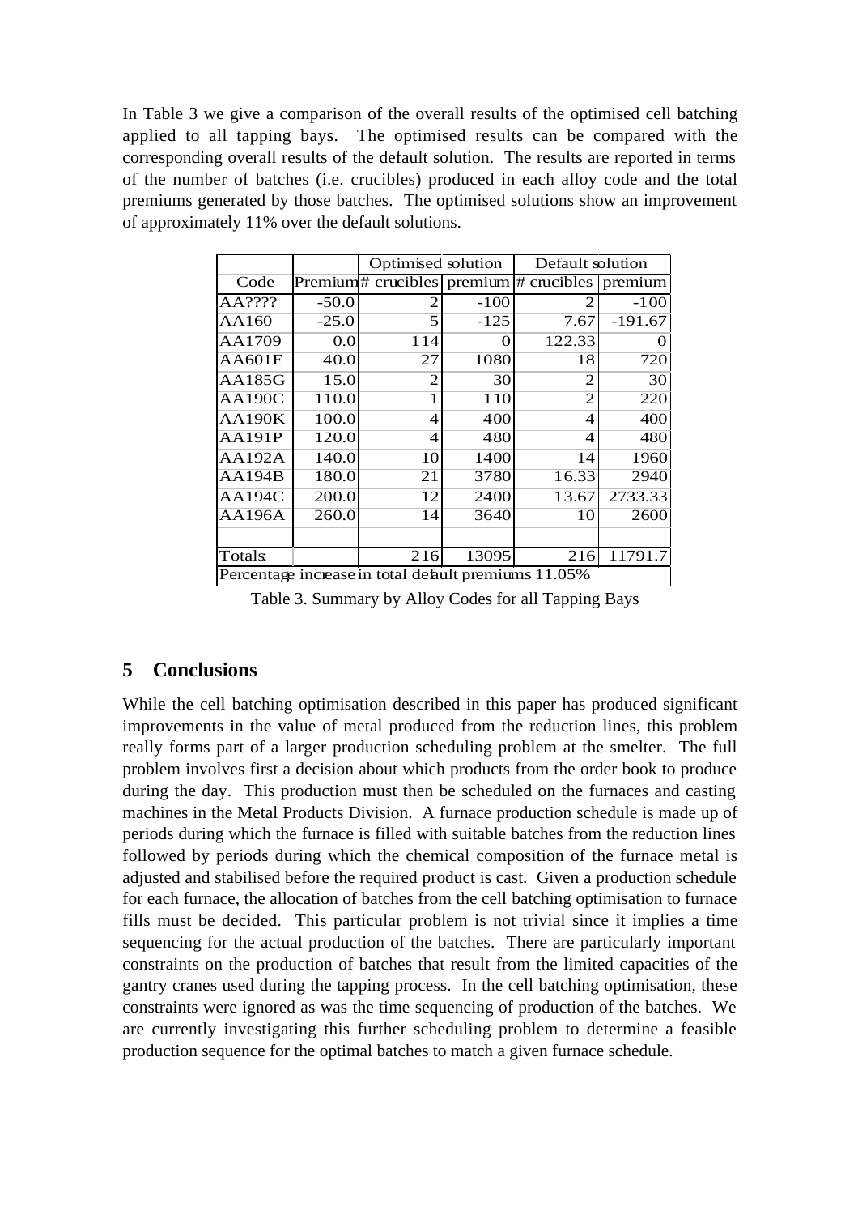In Table 3 we give a comparison of the overall results of the optimised cell batching applied to all tapping bays. The optimised results can be compared with the corresponding overall results of the default solution. The results are reported in terms of the number of batches (i.e. crucibles) produced in each alloy code and the total premiums generated by those batches. The optimised solutions show an improvement of approximately 11% over the default solutions.

| | | Optimised solution | | Default solution | |
|---|---|---|---|---|---|
| Code | Premium | # crucibles | premium | # crucibles | premium |
| AA???? | -50.0 | 2 | -100 | 2 | -100 |
| AA160 | -25.0 | 5 | -125 | 7.67 | -191.67 |
| AA1709 | 0.0 | 114 | 0 | 122.33 | 0 |
| AA601E | 40.0 | 27 | 1080 | 18 | 720 |
| AA185G | 15.0 | 2 | 30 | 2 | 30 |
| AA190C | 110.0 | 1 | 110 | 2 | 220 |
| AA190K | 100.0 | 4 | 400 | 4 | 400 |
| AA191P | 120.0 | 4 | 480 | 4 | 480 |
| AA192A | 140.0 | 10 | 1400 | 14 | 1960 |
| AA194B | 180.0 | 21 | 3780 | 16.33 | 2940 |
| AA194C | 200.0 | 12 | 2400 | 13.67 | 2733.33 |
| AA196A | 260.0 | 14 | 3640 | 10 | 2600 |
| | | | | | |
| Totals: | | 216 | 13095 | 216 | 11791.7 |
| Percentage increase in total default premiums 11.05% | | | | | |

Table 3. Summary by Alloy Codes for all Tapping Bays

## 5 Conclusions

While the cell batching optimisation described in this paper has produced significant improvements in the value of metal produced from the reduction lines, this problem really forms part of a larger production scheduling problem at the smelter. The full problem involves first a decision about which products from the order book to produce during the day. This production must then be scheduled on the furnaces and casting machines in the Metal Products Division. A furnace production schedule is made up of periods during which the furnace is filled with suitable batches from the reduction lines followed by periods during which the chemical composition of the furnace metal is adjusted and stabilised before the required product is cast. Given a production schedule for each furnace, the allocation of batches from the cell batching optimisation to furnace fills must be decided. This particular problem is not trivial since it implies a time sequencing for the actual production of the batches. There are particularly important constraints on the production of batches that result from the limited capacities of the gantry cranes used during the tapping process. In the cell batching optimisation, these constraints were ignored as was the time sequencing of production of the batches. We are currently investigating this further scheduling problem to determine a feasible production sequence for the optimal batches to match a given furnace schedule.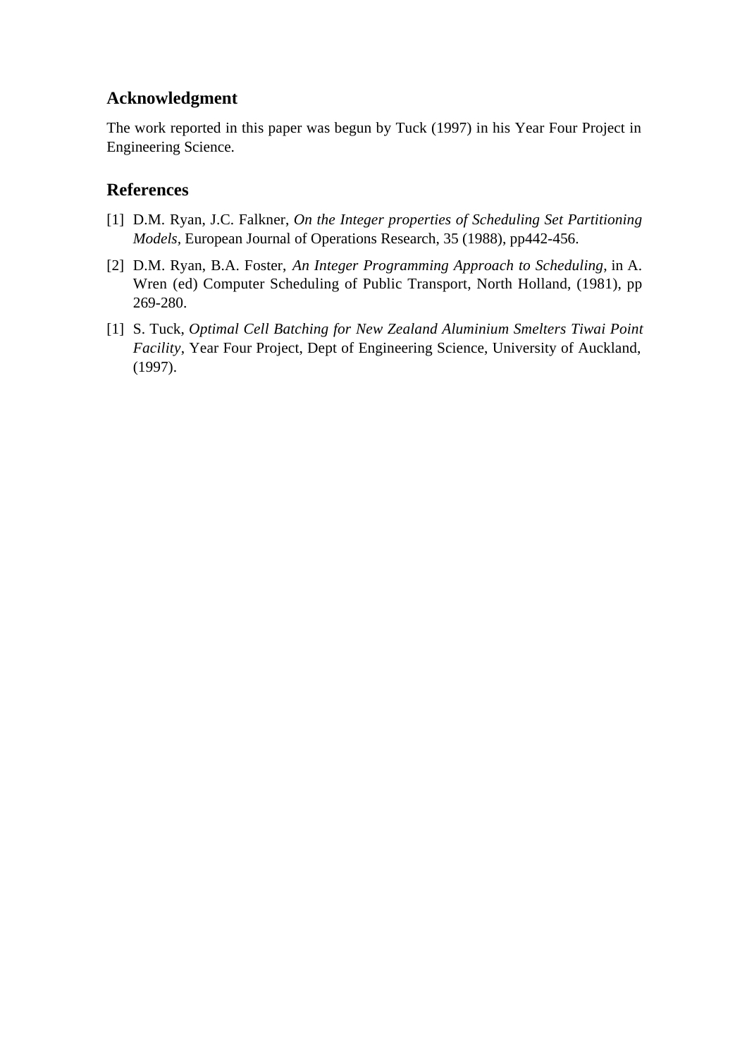## Acknowledgment

The work reported in this paper was begun by Tuck (1997) in his Year Four Project in Engineering Science.

## References

[1] D.M. Ryan, J.C. Falkner, *On the Integer properties of Scheduling Set Partitioning Models*, European Journal of Operations Research, 35 (1988), pp442-456.

[2] D.M. Ryan, B.A. Foster, *An Integer Programming Approach to Scheduling*, in A. Wren (ed) Computer Scheduling of Public Transport, North Holland, (1981), pp 269-280.

[1] S. Tuck, *Optimal Cell Batching for New Zealand Aluminium Smelters Tiwai Point Facility*, Year Four Project, Dept of Engineering Science, University of Auckland, (1997).